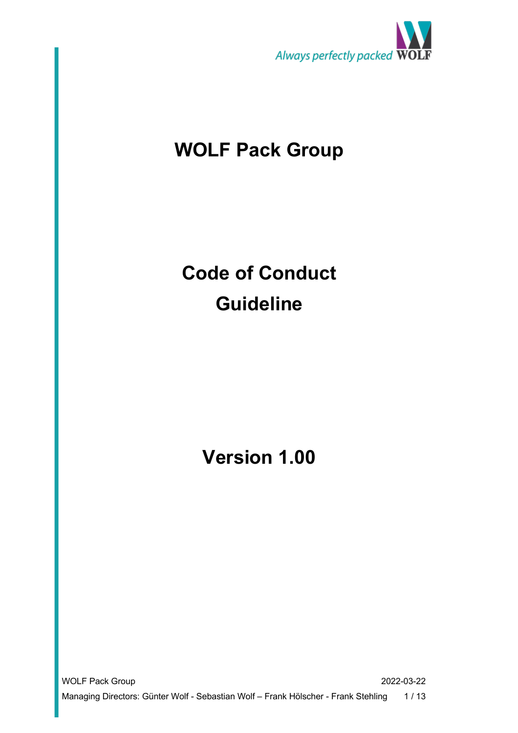# WOLF Pack Group

# Code of Conduct Guideline

# Version 1.00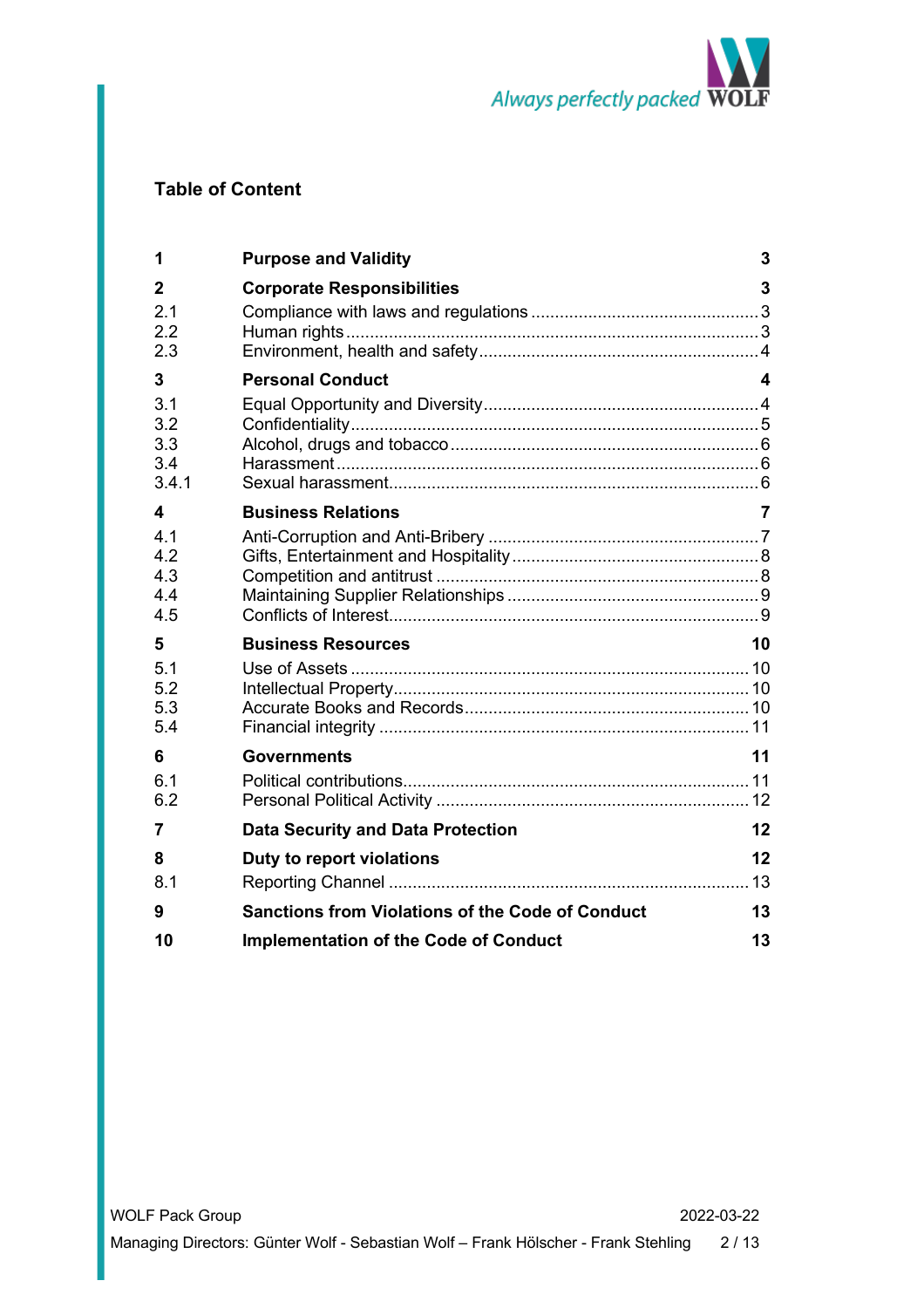## Table of Content

| | | |
|---|---|---|
| **1** | **Purpose and Validity** | **3** |
| **2** | **Corporate Responsibilities** | **3** |
| 2.1 | Compliance with laws and regulations | 3 |
| 2.2 | Human rights | 3 |
| 2.3 | Environment, health and safety | 4 |
| **3** | **Personal Conduct** | **4** |
| 3.1 | Equal Opportunity and Diversity | 4 |
| 3.2 | Confidentiality | 5 |
| 3.3 | Alcohol, drugs and tobacco | 6 |
| 3.4 | Harassment | 6 |
| 3.4.1 | Sexual harassment | 6 |
| **4** | **Business Relations** | **7** |
| 4.1 | Anti-Corruption and Anti-Bribery | 7 |
| 4.2 | Gifts, Entertainment and Hospitality | 8 |
| 4.3 | Competition and antitrust | 8 |
| 4.4 | Maintaining Supplier Relationships | 9 |
| 4.5 | Conflicts of Interest | 9 |
| **5** | **Business Resources** | **10** |
| 5.1 | Use of Assets | 10 |
| 5.2 | Intellectual Property | 10 |
| 5.3 | Accurate Books and Records | 10 |
| 5.4 | Financial integrity | 11 |
| **6** | **Governments** | **11** |
| 6.1 | Political contributions | 11 |
| 6.2 | Personal Political Activity | 12 |
| **7** | **Data Security and Data Protection** | **12** |
| **8** | **Duty to report violations** | **12** |
| 8.1 | Reporting Channel | 13 |
| **9** | **Sanctions from Violations of the Code of Conduct** | **13** |
| **10** | **Implementation of the Code of Conduct** | **13** |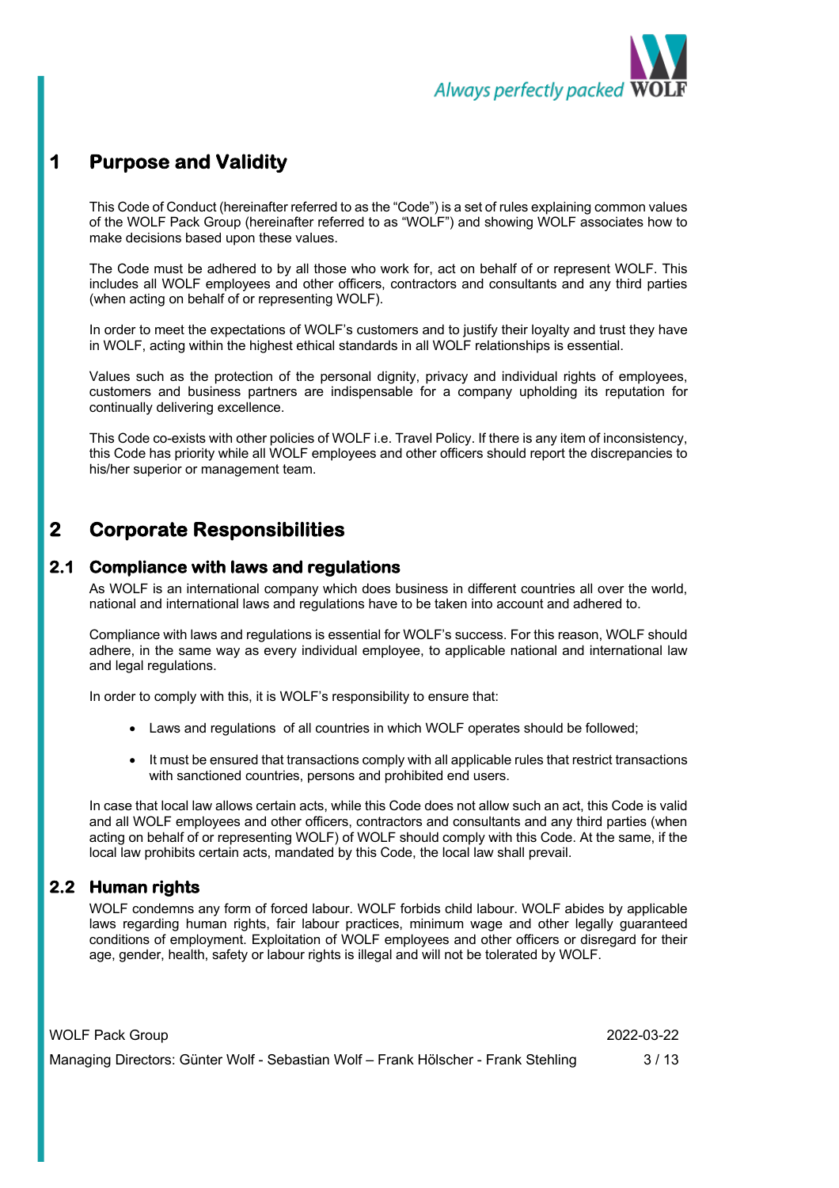# 1 Purpose and Validity

This Code of Conduct (hereinafter referred to as the "Code") is a set of rules explaining common values of the WOLF Pack Group (hereinafter referred to as "WOLF") and showing WOLF associates how to make decisions based upon these values.

The Code must be adhered to by all those who work for, act on behalf of or represent WOLF. This includes all WOLF employees and other officers, contractors and consultants and any third parties (when acting on behalf of or representing WOLF).

In order to meet the expectations of WOLF's customers and to justify their loyalty and trust they have in WOLF, acting within the highest ethical standards in all WOLF relationships is essential.

Values such as the protection of the personal dignity, privacy and individual rights of employees, customers and business partners are indispensable for a company upholding its reputation for continually delivering excellence.

This Code co-exists with other policies of WOLF i.e. Travel Policy. If there is any item of inconsistency, this Code has priority while all WOLF employees and other officers should report the discrepancies to his/her superior or management team.

# 2 Corporate Responsibilities

## 2.1 Compliance with laws and regulations

As WOLF is an international company which does business in different countries all over the world, national and international laws and regulations have to be taken into account and adhered to.

Compliance with laws and regulations is essential for WOLF's success. For this reason, WOLF should adhere, in the same way as every individual employee, to applicable national and international law and legal regulations.

In order to comply with this, it is WOLF's responsibility to ensure that:

- Laws and regulations of all countries in which WOLF operates should be followed;
- It must be ensured that transactions comply with all applicable rules that restrict transactions with sanctioned countries, persons and prohibited end users.

In case that local law allows certain acts, while this Code does not allow such an act, this Code is valid and all WOLF employees and other officers, contractors and consultants and any third parties (when acting on behalf of or representing WOLF) of WOLF should comply with this Code. At the same, if the local law prohibits certain acts, mandated by this Code, the local law shall prevail.

## 2.2 Human rights

WOLF condemns any form of forced labour. WOLF forbids child labour. WOLF abides by applicable laws regarding human rights, fair labour practices, minimum wage and other legally guaranteed conditions of employment. Exploitation of WOLF employees and other officers or disregard for their age, gender, health, safety or labour rights is illegal and will not be tolerated by WOLF.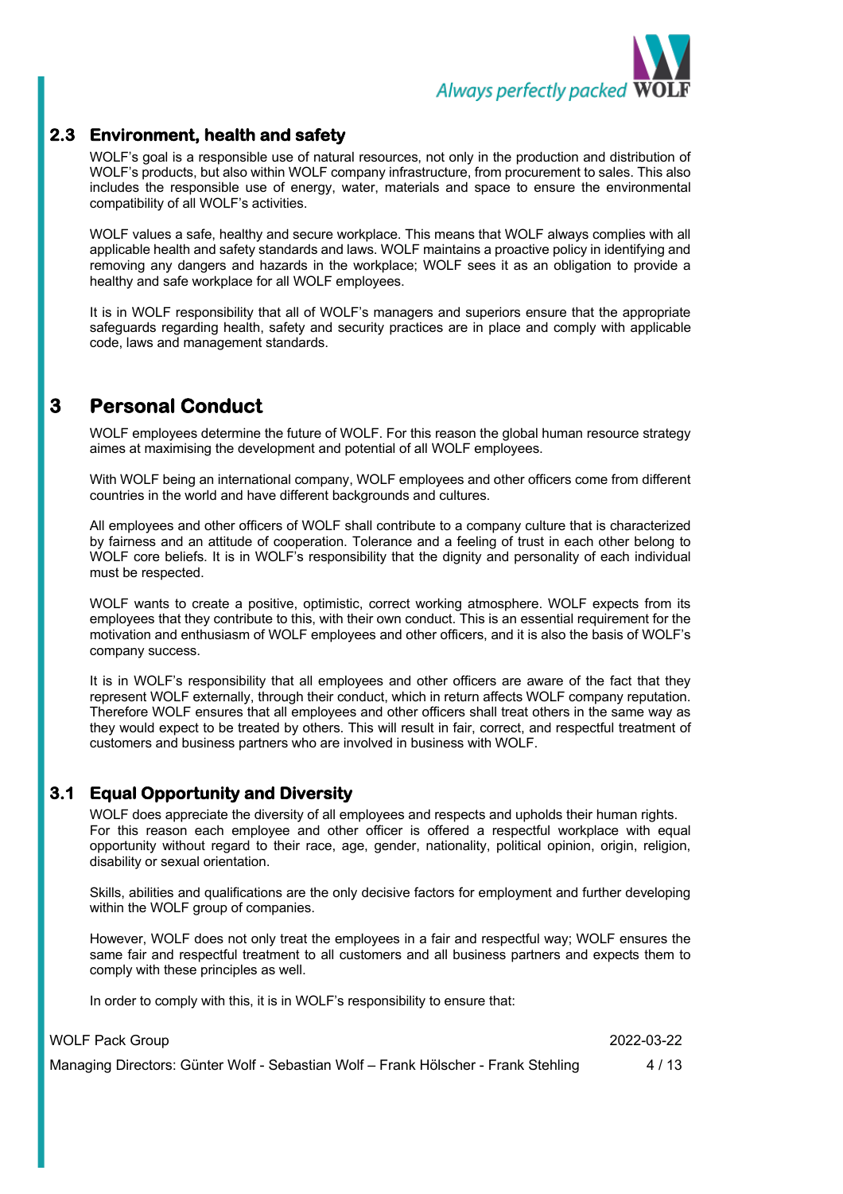## 2.3 Environment, health and safety

WOLF's goal is a responsible use of natural resources, not only in the production and distribution of WOLF's products, but also within WOLF company infrastructure, from procurement to sales. This also includes the responsible use of energy, water, materials and space to ensure the environmental compatibility of all WOLF's activities.

WOLF values a safe, healthy and secure workplace. This means that WOLF always complies with all applicable health and safety standards and laws. WOLF maintains a proactive policy in identifying and removing any dangers and hazards in the workplace; WOLF sees it as an obligation to provide a healthy and safe workplace for all WOLF employees.

It is in WOLF responsibility that all of WOLF's managers and superiors ensure that the appropriate safeguards regarding health, safety and security practices are in place and comply with applicable code, laws and management standards.

# 3 Personal Conduct

WOLF employees determine the future of WOLF. For this reason the global human resource strategy aimes at maximising the development and potential of all WOLF employees.

With WOLF being an international company, WOLF employees and other officers come from different countries in the world and have different backgrounds and cultures.

All employees and other officers of WOLF shall contribute to a company culture that is characterized by fairness and an attitude of cooperation. Tolerance and a feeling of trust in each other belong to WOLF core beliefs. It is in WOLF's responsibility that the dignity and personality of each individual must be respected.

WOLF wants to create a positive, optimistic, correct working atmosphere. WOLF expects from its employees that they contribute to this, with their own conduct. This is an essential requirement for the motivation and enthusiasm of WOLF employees and other officers, and it is also the basis of WOLF's company success.

It is in WOLF's responsibility that all employees and other officers are aware of the fact that they represent WOLF externally, through their conduct, which in return affects WOLF company reputation. Therefore WOLF ensures that all employees and other officers shall treat others in the same way as they would expect to be treated by others. This will result in fair, correct, and respectful treatment of customers and business partners who are involved in business with WOLF.

## 3.1 Equal Opportunity and Diversity

WOLF does appreciate the diversity of all employees and respects and upholds their human rights. For this reason each employee and other officer is offered a respectful workplace with equal opportunity without regard to their race, age, gender, nationality, political opinion, origin, religion, disability or sexual orientation.

Skills, abilities and qualifications are the only decisive factors for employment and further developing within the WOLF group of companies.

However, WOLF does not only treat the employees in a fair and respectful way; WOLF ensures the same fair and respectful treatment to all customers and all business partners and expects them to comply with these principles as well.

In order to comply with this, it is in WOLF's responsibility to ensure that: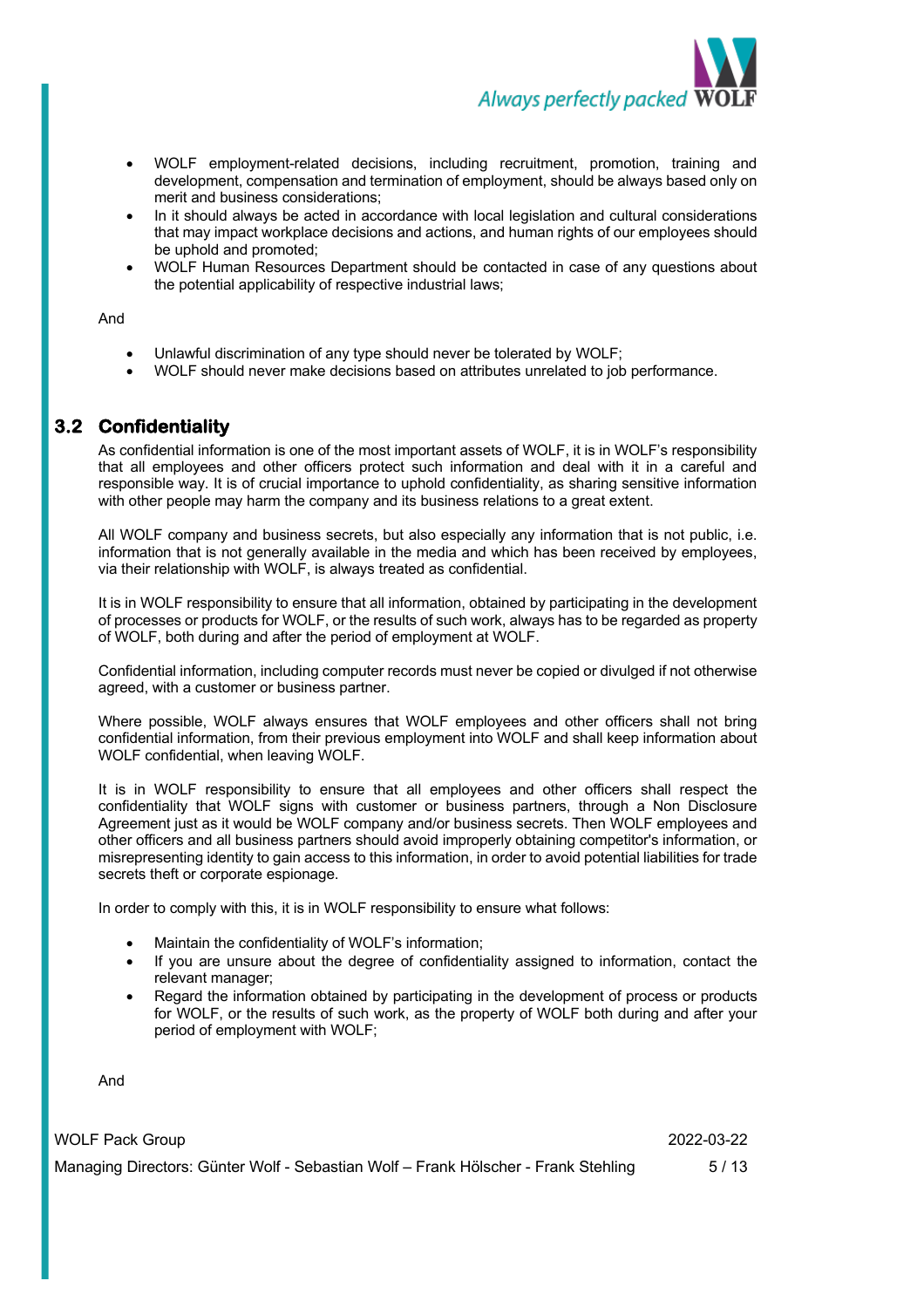- WOLF employment-related decisions, including recruitment, promotion, training and development, compensation and termination of employment, should be always based only on merit and business considerations;
- In it should always be acted in accordance with local legislation and cultural considerations that may impact workplace decisions and actions, and human rights of our employees should be uphold and promoted;
- WOLF Human Resources Department should be contacted in case of any questions about the potential applicability of respective industrial laws;

And

- Unlawful discrimination of any type should never be tolerated by WOLF;
- WOLF should never make decisions based on attributes unrelated to job performance.

## 3.2 Confidentiality

As confidential information is one of the most important assets of WOLF, it is in WOLF's responsibility that all employees and other officers protect such information and deal with it in a careful and responsible way. It is of crucial importance to uphold confidentiality, as sharing sensitive information with other people may harm the company and its business relations to a great extent.

All WOLF company and business secrets, but also especially any information that is not public, i.e. information that is not generally available in the media and which has been received by employees, via their relationship with WOLF, is always treated as confidential.

It is in WOLF responsibility to ensure that all information, obtained by participating in the development of processes or products for WOLF, or the results of such work, always has to be regarded as property of WOLF, both during and after the period of employment at WOLF.

Confidential information, including computer records must never be copied or divulged if not otherwise agreed, with a customer or business partner.

Where possible, WOLF always ensures that WOLF employees and other officers shall not bring confidential information, from their previous employment into WOLF and shall keep information about WOLF confidential, when leaving WOLF.

It is in WOLF responsibility to ensure that all employees and other officers shall respect the confidentiality that WOLF signs with customer or business partners, through a Non Disclosure Agreement just as it would be WOLF company and/or business secrets. Then WOLF employees and other officers and all business partners should avoid improperly obtaining competitor's information, or misrepresenting identity to gain access to this information, in order to avoid potential liabilities for trade secrets theft or corporate espionage.

In order to comply with this, it is in WOLF responsibility to ensure what follows:

- Maintain the confidentiality of WOLF's information;
- If you are unsure about the degree of confidentiality assigned to information, contact the relevant manager;
- Regard the information obtained by participating in the development of process or products for WOLF, or the results of such work, as the property of WOLF both during and after your period of employment with WOLF;

And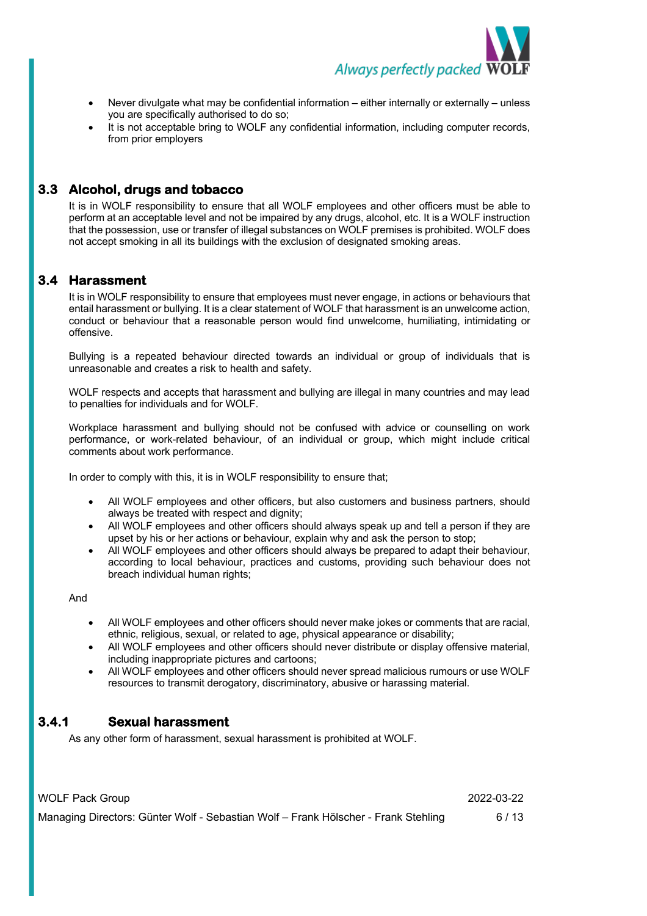- Never divulge what may be confidential information – either internally or externally – unless you are specifically authorised to do so;
- It is not acceptable bring to WOLF any confidential information, including computer records, from prior employers

## 3.3 Alcohol, drugs and tobacco

It is in WOLF responsibility to ensure that all WOLF employees and other officers must be able to perform at an acceptable level and not be impaired by any drugs, alcohol, etc. It is a WOLF instruction that the possession, use or transfer of illegal substances on WOLF premises is prohibited. WOLF does not accept smoking in all its buildings with the exclusion of designated smoking areas.

## 3.4 Harassment

It is in WOLF responsibility to ensure that employees must never engage, in actions or behaviours that entail harassment or bullying. It is a clear statement of WOLF that harassment is an unwelcome action, conduct or behaviour that a reasonable person would find unwelcome, humiliating, intimidating or offensive.

Bullying is a repeated behaviour directed towards an individual or group of individuals that is unreasonable and creates a risk to health and safety.

WOLF respects and accepts that harassment and bullying are illegal in many countries and may lead to penalties for individuals and for WOLF.

Workplace harassment and bullying should not be confused with advice or counselling on work performance, or work-related behaviour, of an individual or group, which might include critical comments about work performance.

In order to comply with this, it is in WOLF responsibility to ensure that;

- All WOLF employees and other officers, but also customers and business partners, should always be treated with respect and dignity;
- All WOLF employees and other officers should always speak up and tell a person if they are upset by his or her actions or behaviour, explain why and ask the person to stop;
- All WOLF employees and other officers should always be prepared to adapt their behaviour, according to local behaviour, practices and customs, providing such behaviour does not breach individual human rights;

And

- All WOLF employees and other officers should never make jokes or comments that are racial, ethnic, religious, sexual, or related to age, physical appearance or disability;
- All WOLF employees and other officers should never distribute or display offensive material, including inappropriate pictures and cartoons;
- All WOLF employees and other officers should never spread malicious rumours or use WOLF resources to transmit derogatory, discriminatory, abusive or harassing material.

### 3.4.1 Sexual harassment

As any other form of harassment, sexual harassment is prohibited at WOLF.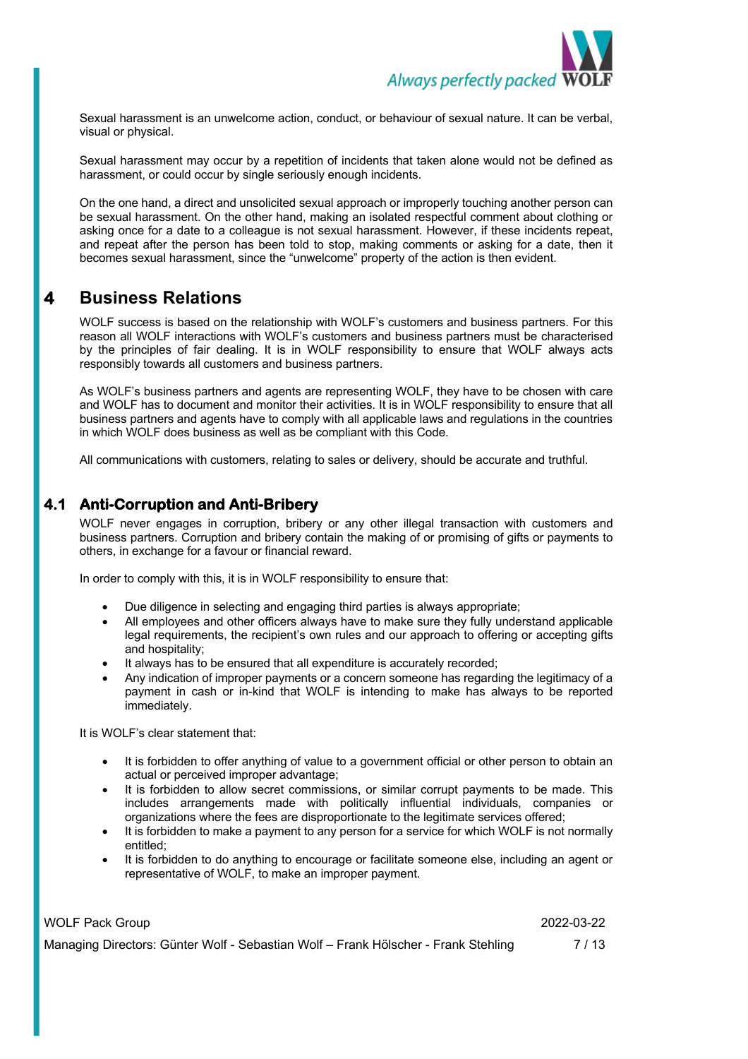Sexual harassment is an unwelcome action, conduct, or behaviour of sexual nature. It can be verbal, visual or physical.

Sexual harassment may occur by a repetition of incidents that taken alone would not be defined as harassment, or could occur by single seriously enough incidents.

On the one hand, a direct and unsolicited sexual approach or improperly touching another person can be sexual harassment. On the other hand, making an isolated respectful comment about clothing or asking once for a date to a colleague is not sexual harassment. However, if these incidents repeat, and repeat after the person has been told to stop, making comments or asking for a date, then it becomes sexual harassment, since the "unwelcome" property of the action is then evident.

# 4 Business Relations

WOLF success is based on the relationship with WOLF's customers and business partners. For this reason all WOLF interactions with WOLF's customers and business partners must be characterised by the principles of fair dealing. It is in WOLF responsibility to ensure that WOLF always acts responsibly towards all customers and business partners.

As WOLF's business partners and agents are representing WOLF, they have to be chosen with care and WOLF has to document and monitor their activities. It is in WOLF responsibility to ensure that all business partners and agents have to comply with all applicable laws and regulations in the countries in which WOLF does business as well as be compliant with this Code.

All communications with customers, relating to sales or delivery, should be accurate and truthful.

## 4.1 Anti-Corruption and Anti-Bribery

WOLF never engages in corruption, bribery or any other illegal transaction with customers and business partners. Corruption and bribery contain the making of or promising of gifts or payments to others, in exchange for a favour or financial reward.

In order to comply with this, it is in WOLF responsibility to ensure that:

- Due diligence in selecting and engaging third parties is always appropriate;
- All employees and other officers always have to make sure they fully understand applicable legal requirements, the recipient's own rules and our approach to offering or accepting gifts and hospitality;
- It always has to be ensured that all expenditure is accurately recorded;
- Any indication of improper payments or a concern someone has regarding the legitimacy of a payment in cash or in-kind that WOLF is intending to make has always to be reported immediately.

It is WOLF's clear statement that:

- It is forbidden to offer anything of value to a government official or other person to obtain an actual or perceived improper advantage;
- It is forbidden to allow secret commissions, or similar corrupt payments to be made. This includes arrangements made with politically influential individuals, companies or organizations where the fees are disproportionate to the legitimate services offered;
- It is forbidden to make a payment to any person for a service for which WOLF is not normally entitled;
- It is forbidden to do anything to encourage or facilitate someone else, including an agent or representative of WOLF, to make an improper payment.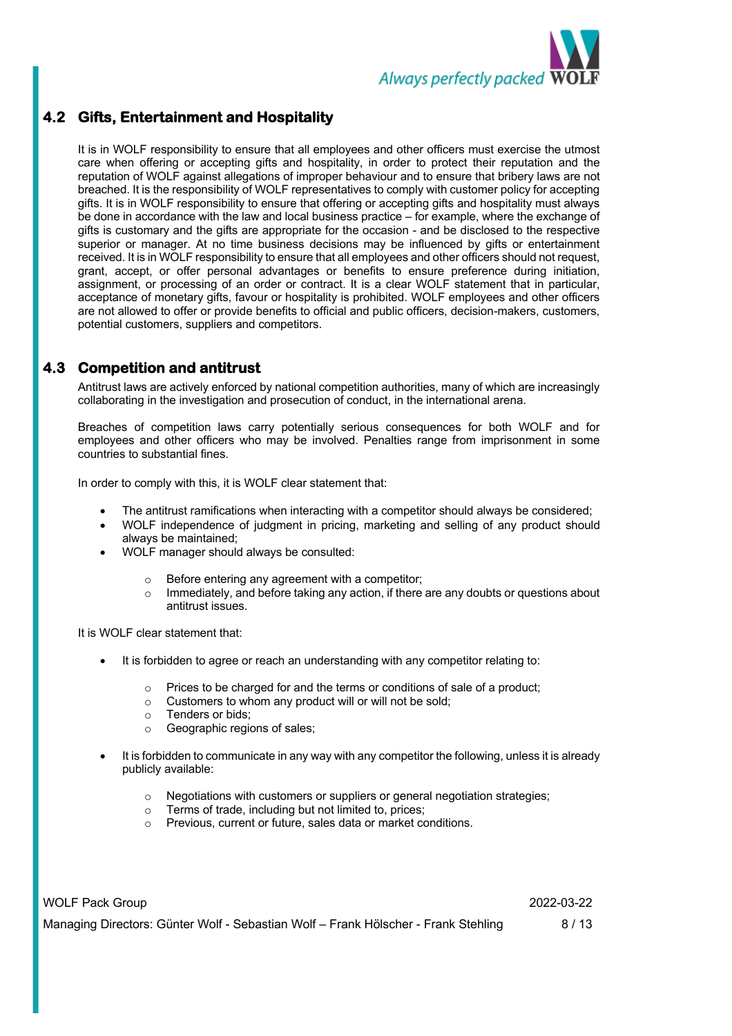## 4.2 Gifts, Entertainment and Hospitality

It is in WOLF responsibility to ensure that all employees and other officers must exercise the utmost care when offering or accepting gifts and hospitality, in order to protect their reputation and the reputation of WOLF against allegations of improper behaviour and to ensure that bribery laws are not breached. It is the responsibility of WOLF representatives to comply with customer policy for accepting gifts. It is in WOLF responsibility to ensure that offering or accepting gifts and hospitality must always be done in accordance with the law and local business practice – for example, where the exchange of gifts is customary and the gifts are appropriate for the occasion - and be disclosed to the respective superior or manager. At no time business decisions may be influenced by gifts or entertainment received. It is in WOLF responsibility to ensure that all employees and other officers should not request, grant, accept, or offer personal advantages or benefits to ensure preference during initiation, assignment, or processing of an order or contract. It is a clear WOLF statement that in particular, acceptance of monetary gifts, favour or hospitality is prohibited. WOLF employees and other officers are not allowed to offer or provide benefits to official and public officers, decision-makers, customers, potential customers, suppliers and competitors.

## 4.3 Competition and antitrust

Antitrust laws are actively enforced by national competition authorities, many of which are increasingly collaborating in the investigation and prosecution of conduct, in the international arena.

Breaches of competition laws carry potentially serious consequences for both WOLF and for employees and other officers who may be involved. Penalties range from imprisonment in some countries to substantial fines.

In order to comply with this, it is WOLF clear statement that:

- The antitrust ramifications when interacting with a competitor should always be considered;
- WOLF independence of judgment in pricing, marketing and selling of any product should always be maintained;
- WOLF manager should always be consulted:
  - Before entering any agreement with a competitor;
  - Immediately, and before taking any action, if there are any doubts or questions about antitrust issues.

It is WOLF clear statement that:

- It is forbidden to agree or reach an understanding with any competitor relating to:
  - Prices to be charged for and the terms or conditions of sale of a product;
  - Customers to whom any product will or will not be sold;
  - Tenders or bids;
  - Geographic regions of sales;

- It is forbidden to communicate in any way with any competitor the following, unless it is already publicly available:
  - Negotiations with customers or suppliers or general negotiation strategies;
  - Terms of trade, including but not limited to, prices;
  - Previous, current or future, sales data or market conditions.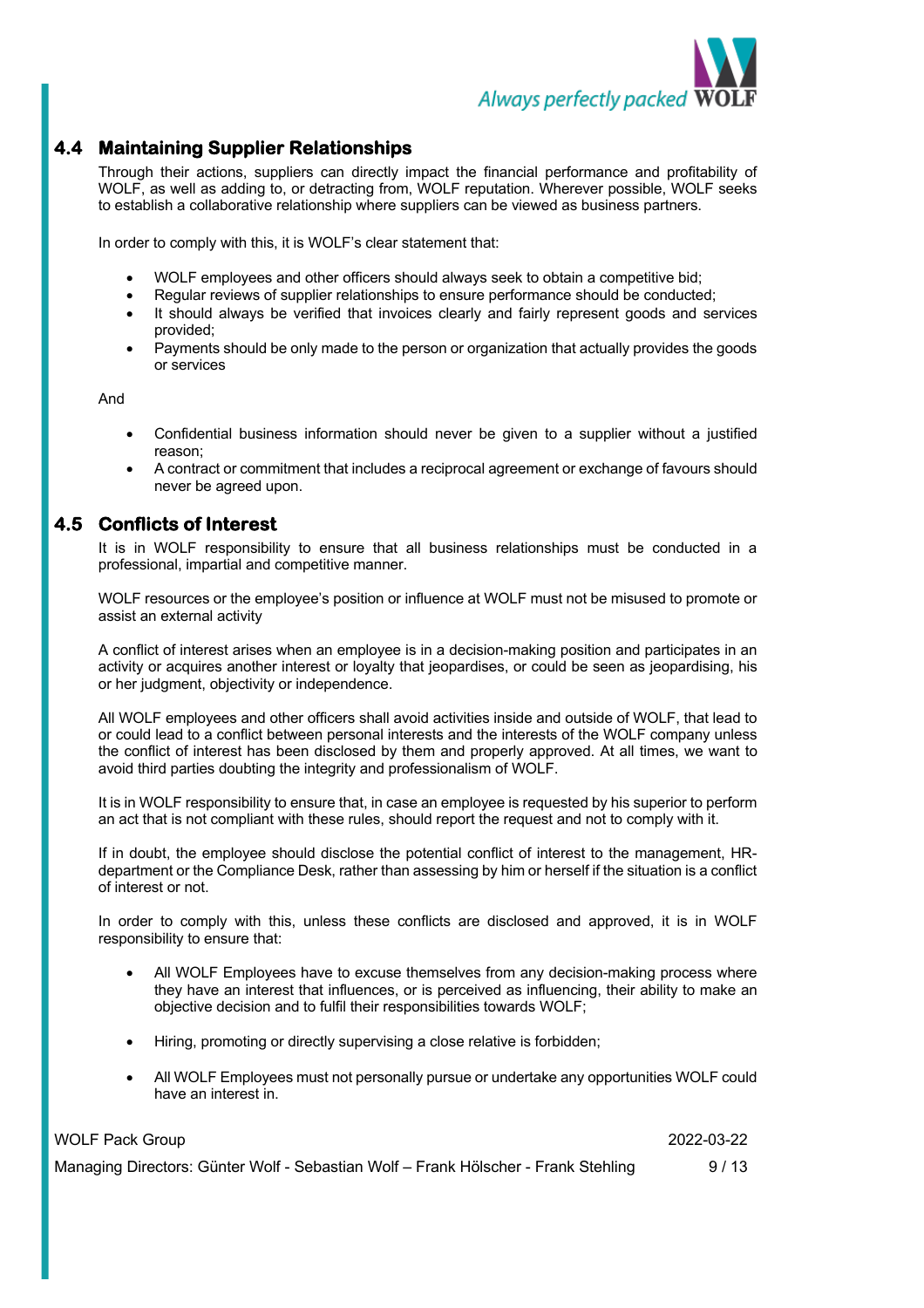## 4.4 Maintaining Supplier Relationships

Through their actions, suppliers can directly impact the financial performance and profitability of WOLF, as well as adding to, or detracting from, WOLF reputation. Wherever possible, WOLF seeks to establish a collaborative relationship where suppliers can be viewed as business partners.

In order to comply with this, it is WOLF's clear statement that:

- WOLF employees and other officers should always seek to obtain a competitive bid;
- Regular reviews of supplier relationships to ensure performance should be conducted;
- It should always be verified that invoices clearly and fairly represent goods and services provided;
- Payments should be only made to the person or organization that actually provides the goods or services

And

- Confidential business information should never be given to a supplier without a justified reason;
- A contract or commitment that includes a reciprocal agreement or exchange of favours should never be agreed upon.

## 4.5 Conflicts of Interest

It is in WOLF responsibility to ensure that all business relationships must be conducted in a professional, impartial and competitive manner.

WOLF resources or the employee's position or influence at WOLF must not be misused to promote or assist an external activity

A conflict of interest arises when an employee is in a decision-making position and participates in an activity or acquires another interest or loyalty that jeopardises, or could be seen as jeopardising, his or her judgment, objectivity or independence.

All WOLF employees and other officers shall avoid activities inside and outside of WOLF, that lead to or could lead to a conflict between personal interests and the interests of the WOLF company unless the conflict of interest has been disclosed by them and properly approved. At all times, we want to avoid third parties doubting the integrity and professionalism of WOLF.

It is in WOLF responsibility to ensure that, in case an employee is requested by his superior to perform an act that is not compliant with these rules, should report the request and not to comply with it.

If in doubt, the employee should disclose the potential conflict of interest to the management, HR-department or the Compliance Desk, rather than assessing by him or herself if the situation is a conflict of interest or not.

In order to comply with this, unless these conflicts are disclosed and approved, it is in WOLF responsibility to ensure that:

- All WOLF Employees have to excuse themselves from any decision-making process where they have an interest that influences, or is perceived as influencing, their ability to make an objective decision and to fulfil their responsibilities towards WOLF;
- Hiring, promoting or directly supervising a close relative is forbidden;
- All WOLF Employees must not personally pursue or undertake any opportunities WOLF could have an interest in.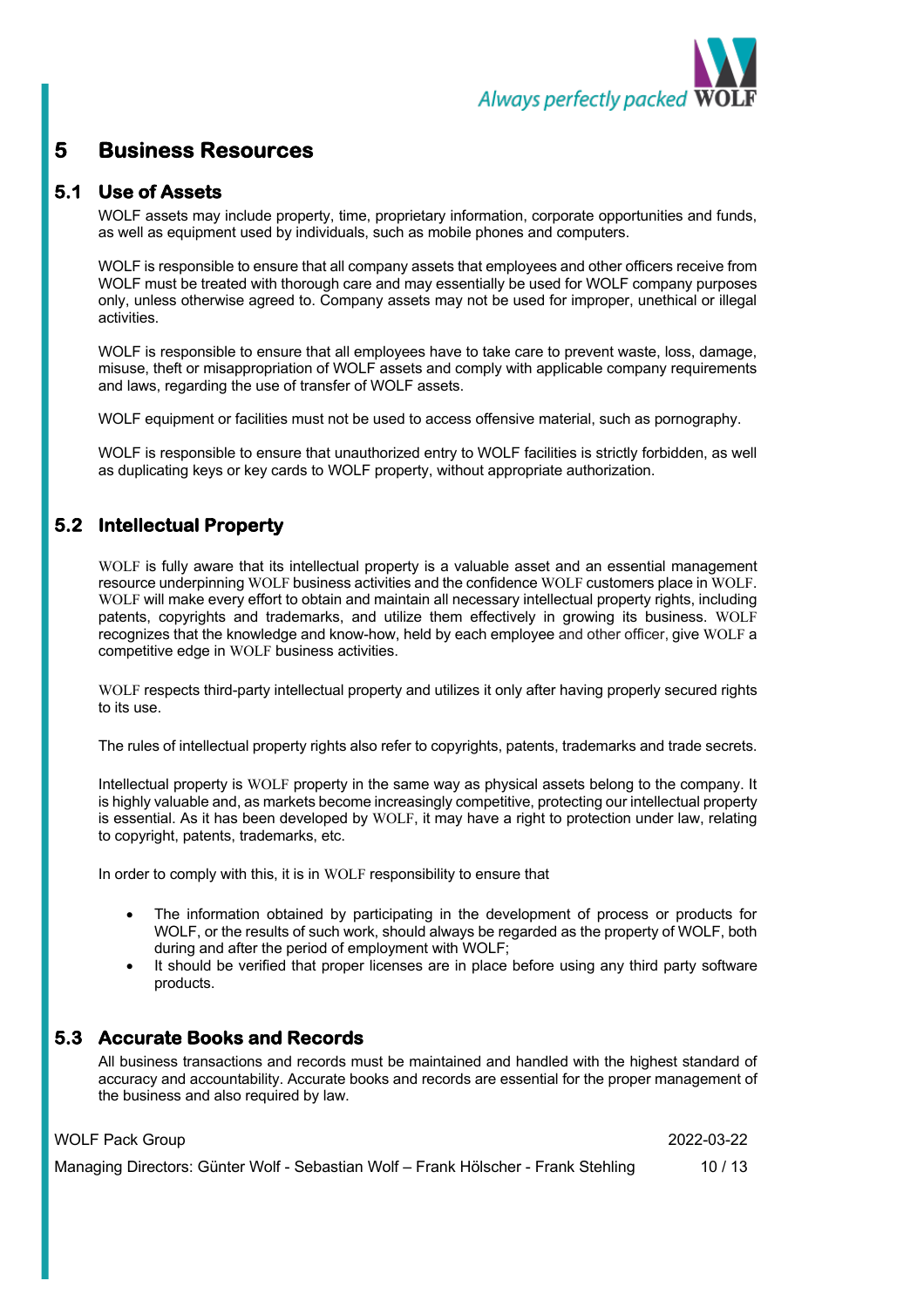# 5 Business Resources

## 5.1 Use of Assets

WOLF assets may include property, time, proprietary information, corporate opportunities and funds, as well as equipment used by individuals, such as mobile phones and computers.

WOLF is responsible to ensure that all company assets that employees and other officers receive from WOLF must be treated with thorough care and may essentially be used for WOLF company purposes only, unless otherwise agreed to. Company assets may not be used for improper, unethical or illegal activities.

WOLF is responsible to ensure that all employees have to take care to prevent waste, loss, damage, misuse, theft or misappropriation of WOLF assets and comply with applicable company requirements and laws, regarding the use of transfer of WOLF assets.

WOLF equipment or facilities must not be used to access offensive material, such as pornography.

WOLF is responsible to ensure that unauthorized entry to WOLF facilities is strictly forbidden, as well as duplicating keys or key cards to WOLF property, without appropriate authorization.

## 5.2 Intellectual Property

WOLF is fully aware that its intellectual property is a valuable asset and an essential management resource underpinning WOLF business activities and the confidence WOLF customers place in WOLF. WOLF will make every effort to obtain and maintain all necessary intellectual property rights, including patents, copyrights and trademarks, and utilize them effectively in growing its business. WOLF recognizes that the knowledge and know-how, held by each employee and other officer, give WOLF a competitive edge in WOLF business activities.

WOLF respects third-party intellectual property and utilizes it only after having properly secured rights to its use.

The rules of intellectual property rights also refer to copyrights, patents, trademarks and trade secrets.

Intellectual property is WOLF property in the same way as physical assets belong to the company. It is highly valuable and, as markets become increasingly competitive, protecting our intellectual property is essential. As it has been developed by WOLF, it may have a right to protection under law, relating to copyright, patents, trademarks, etc.

In order to comply with this, it is in WOLF responsibility to ensure that

- The information obtained by participating in the development of process or products for WOLF, or the results of such work, should always be regarded as the property of WOLF, both during and after the period of employment with WOLF;
- It should be verified that proper licenses are in place before using any third party software products.

## 5.3 Accurate Books and Records

All business transactions and records must be maintained and handled with the highest standard of accuracy and accountability. Accurate books and records are essential for the proper management of the business and also required by law.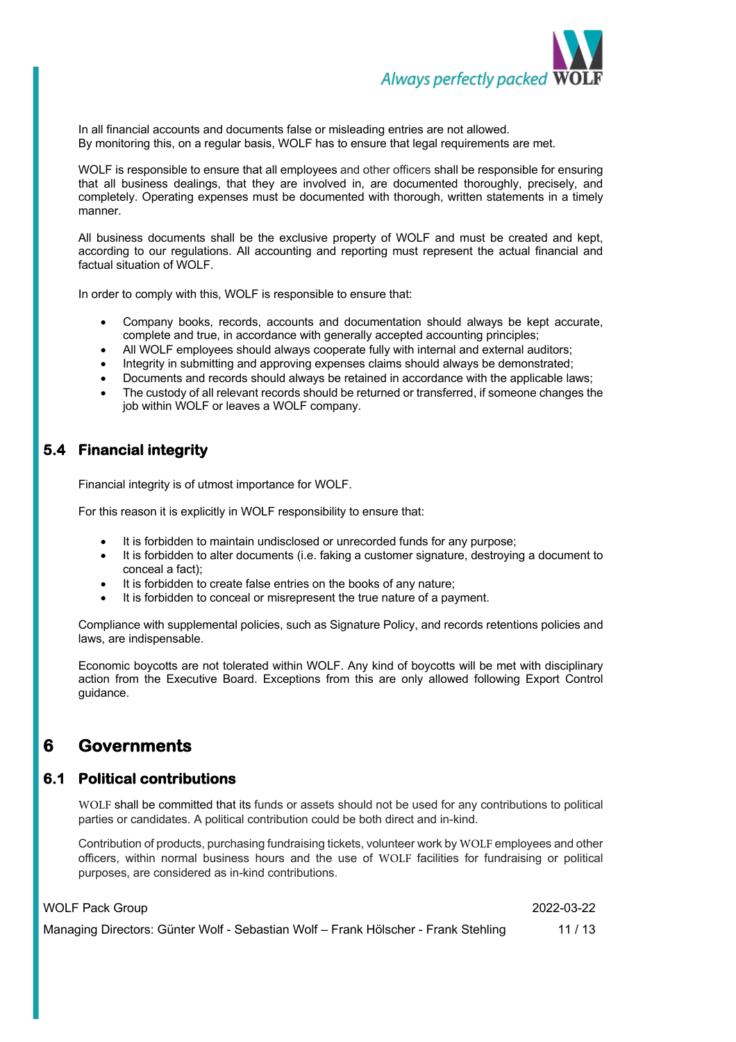In all financial accounts and documents false or misleading entries are not allowed.
By monitoring this, on a regular basis, WOLF has to ensure that legal requirements are met.

WOLF is responsible to ensure that all employees and other officers shall be responsible for ensuring that all business dealings, that they are involved in, are documented thoroughly, precisely, and completely. Operating expenses must be documented with thorough, written statements in a timely manner.

All business documents shall be the exclusive property of WOLF and must be created and kept, according to our regulations. All accounting and reporting must represent the actual financial and factual situation of WOLF.

In order to comply with this, WOLF is responsible to ensure that:

- Company books, records, accounts and documentation should always be kept accurate, complete and true, in accordance with generally accepted accounting principles;
- All WOLF employees should always cooperate fully with internal and external auditors;
- Integrity in submitting and approving expenses claims should always be demonstrated;
- Documents and records should always be retained in accordance with the applicable laws;
- The custody of all relevant records should be returned or transferred, if someone changes the job within WOLF or leaves a WOLF company.

## 5.4 Financial integrity

Financial integrity is of utmost importance for WOLF.

For this reason it is explicitly in WOLF responsibility to ensure that:

- It is forbidden to maintain undisclosed or unrecorded funds for any purpose;
- It is forbidden to alter documents (i.e. faking a customer signature, destroying a document to conceal a fact);
- It is forbidden to create false entries on the books of any nature;
- It is forbidden to conceal or misrepresent the true nature of a payment.

Compliance with supplemental policies, such as Signature Policy, and records retentions policies and laws, are indispensable.

Economic boycotts are not tolerated within WOLF. Any kind of boycotts will be met with disciplinary action from the Executive Board. Exceptions from this are only allowed following Export Control guidance.

# 6 Governments

## 6.1 Political contributions

WOLF shall be committed that its funds or assets should not be used for any contributions to political parties or candidates. A political contribution could be both direct and in-kind.

Contribution of products, purchasing fundraising tickets, volunteer work by WOLF employees and other officers, within normal business hours and the use of WOLF facilities for fundraising or political purposes, are considered as in-kind contributions.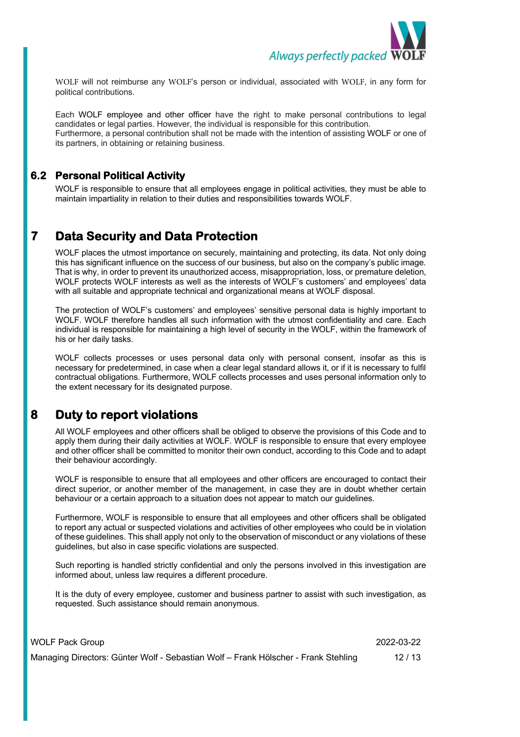WOLF will not reimburse any WOLF's person or individual, associated with WOLF, in any form for political contributions.

Each WOLF employee and other officer have the right to make personal contributions to legal candidates or legal parties. However, the individual is responsible for this contribution.
Furthermore, a personal contribution shall not be made with the intention of assisting WOLF or one of its partners, in obtaining or retaining business.

### 6.2 Personal Political Activity

WOLF is responsible to ensure that all employees engage in political activities, they must be able to maintain impartiality in relation to their duties and responsibilities towards WOLF.

## 7 Data Security and Data Protection

WOLF places the utmost importance on securely, maintaining and protecting, its data. Not only doing this has significant influence on the success of our business, but also on the company's public image. That is why, in order to prevent its unauthorized access, misappropriation, loss, or premature deletion, WOLF protects WOLF interests as well as the interests of WOLF's customers' and employees' data with all suitable and appropriate technical and organizational means at WOLF disposal.

The protection of WOLF's customers' and employees' sensitive personal data is highly important to WOLF. WOLF therefore handles all such information with the utmost confidentiality and care. Each individual is responsible for maintaining a high level of security in the WOLF, within the framework of his or her daily tasks.

WOLF collects processes or uses personal data only with personal consent, insofar as this is necessary for predetermined, in case when a clear legal standard allows it, or if it is necessary to fulfil contractual obligations. Furthermore, WOLF collects processes and uses personal information only to the extent necessary for its designated purpose.

## 8 Duty to report violations

All WOLF employees and other officers shall be obliged to observe the provisions of this Code and to apply them during their daily activities at WOLF. WOLF is responsible to ensure that every employee and other officer shall be committed to monitor their own conduct, according to this Code and to adapt their behaviour accordingly.

WOLF is responsible to ensure that all employees and other officers are encouraged to contact their direct superior, or another member of the management, in case they are in doubt whether certain behaviour or a certain approach to a situation does not appear to match our guidelines.

Furthermore, WOLF is responsible to ensure that all employees and other officers shall be obligated to report any actual or suspected violations and activities of other employees who could be in violation of these guidelines. This shall apply not only to the observation of misconduct or any violations of these guidelines, but also in case specific violations are suspected.

Such reporting is handled strictly confidential and only the persons involved in this investigation are informed about, unless law requires a different procedure.

It is the duty of every employee, customer and business partner to assist with such investigation, as requested. Such assistance should remain anonymous.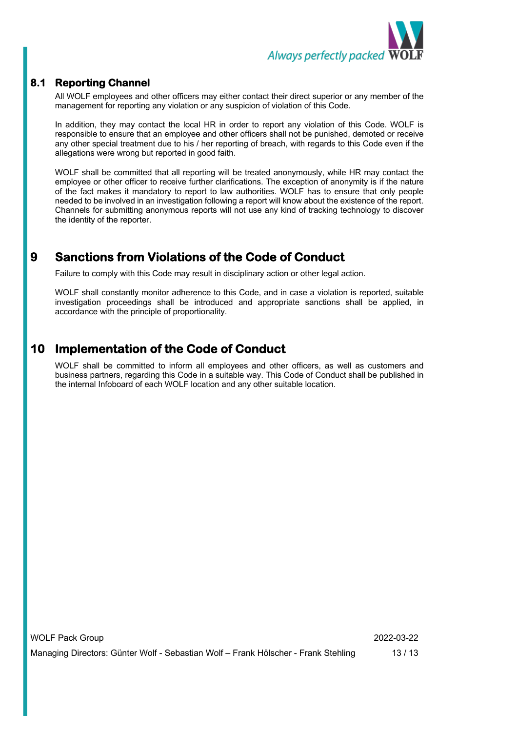### 8.1 Reporting Channel

All WOLF employees and other officers may either contact their direct superior or any member of the management for reporting any violation or any suspicion of violation of this Code.

In addition, they may contact the local HR in order to report any violation of this Code. WOLF is responsible to ensure that an employee and other officers shall not be punished, demoted or receive any other special treatment due to his / her reporting of breach, with regards to this Code even if the allegations were wrong but reported in good faith.

WOLF shall be committed that all reporting will be treated anonymously, while HR may contact the employee or other officer to receive further clarifications. The exception of anonymity is if the nature of the fact makes it mandatory to report to law authorities. WOLF has to ensure that only people needed to be involved in an investigation following a report will know about the existence of the report. Channels for submitting anonymous reports will not use any kind of tracking technology to discover the identity of the reporter.

## 9 Sanctions from Violations of the Code of Conduct

Failure to comply with this Code may result in disciplinary action or other legal action.

WOLF shall constantly monitor adherence to this Code, and in case a violation is reported, suitable investigation proceedings shall be introduced and appropriate sanctions shall be applied, in accordance with the principle of proportionality.

## 10 Implementation of the Code of Conduct

WOLF shall be committed to inform all employees and other officers, as well as customers and business partners, regarding this Code in a suitable way. This Code of Conduct shall be published in the internal Infoboard of each WOLF location and any other suitable location.